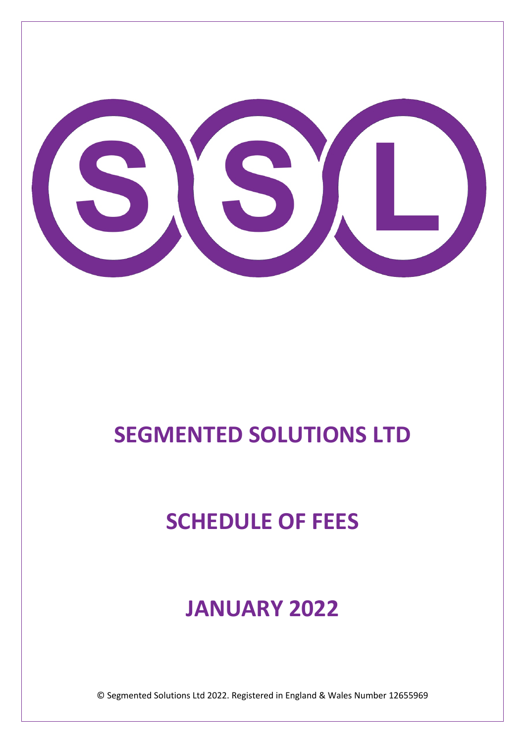# SEGMENTED SOLUTIONS LTD

# SCHEDULE OF FEES

# JANUARY 2022

© Segmented Solutions Ltd 2022. Registered in England & Wales Number 12655969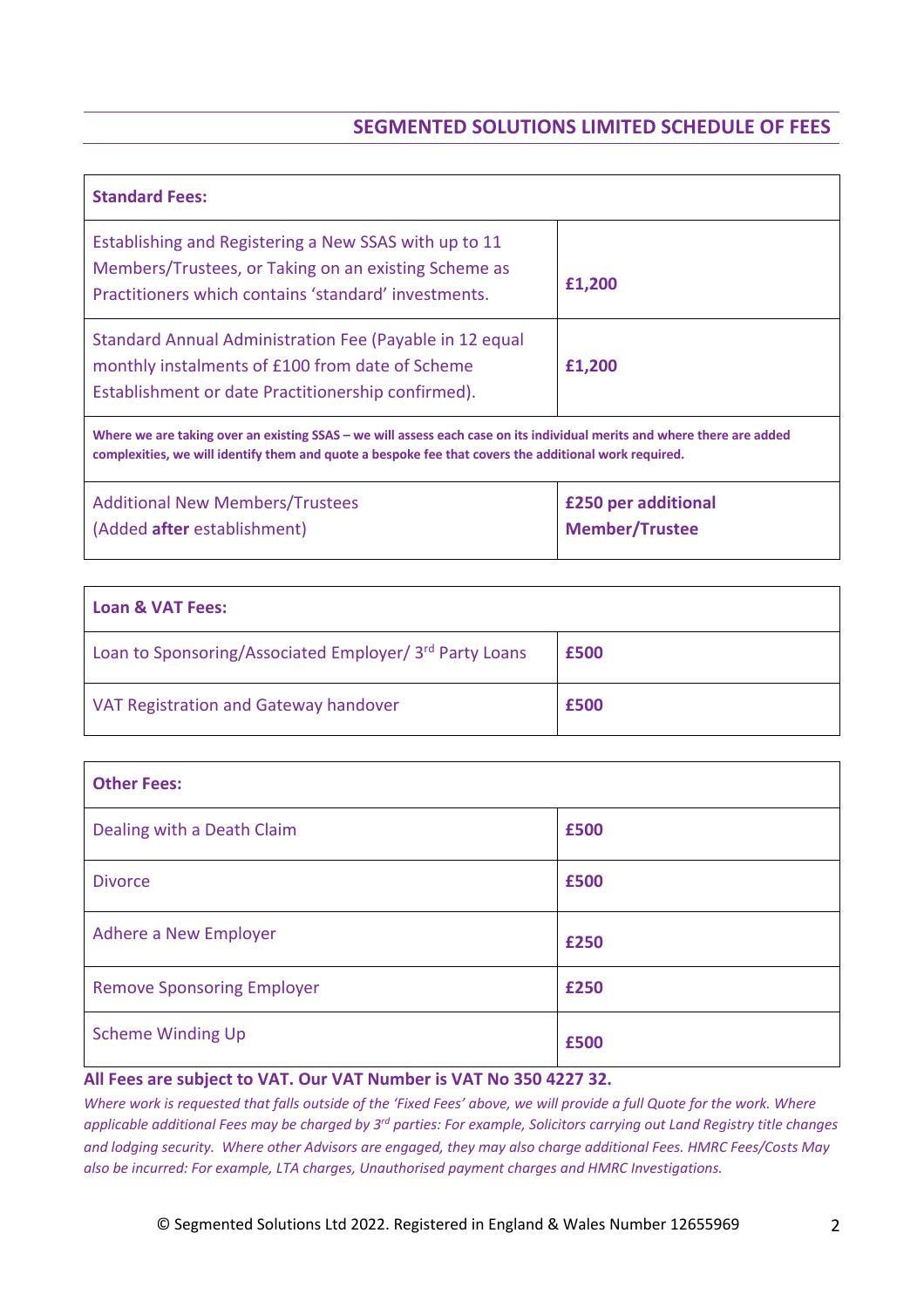## SEGMENTED SOLUTIONS LIMITED SCHEDULE OF FEES

| **Standard Fees:** | |
|---|---|
| Establishing and Registering a New SSAS with up to 11 Members/Trustees, or Taking on an existing Scheme as Practitioners which contains 'standard' investments. | **£1,200** |
| Standard Annual Administration Fee (Payable in 12 equal monthly instalments of £100 from date of Scheme Establishment or date Practitionership confirmed). | **£1,200** |
| **Where we are taking over an existing SSAS – we will assess each case on its individual merits and where there are added complexities, we will identify them and quote a bespoke fee that covers the additional work required.** | |
| Additional New Members/Trustees (Added **after** establishment) | **£250 per additional Member/Trustee** |

| **Loan & VAT Fees:** | |
|---|---|
| Loan to Sponsoring/Associated Employer/ 3rd Party Loans | **£500** |
| VAT Registration and Gateway handover | **£500** |

| **Other Fees:** | |
|---|---|
| Dealing with a Death Claim | **£500** |
| Divorce | **£500** |
| Adhere a New Employer | **£250** |
| Remove Sponsoring Employer | **£250** |
| Scheme Winding Up | **£500** |

**All Fees are subject to VAT. Our VAT Number is VAT No 350 4227 32.**

*Where work is requested that falls outside of the 'Fixed Fees' above, we will provide a full Quote for the work. Where applicable additional Fees may be charged by 3rd parties: For example, Solicitors carrying out Land Registry title changes and lodging security. Where other Advisors are engaged, they may also charge additional Fees. HMRC Fees/Costs May also be incurred: For example, LTA charges, Unauthorised payment charges and HMRC Investigations.*

© Segmented Solutions Ltd 2022. Registered in England & Wales Number 12655969